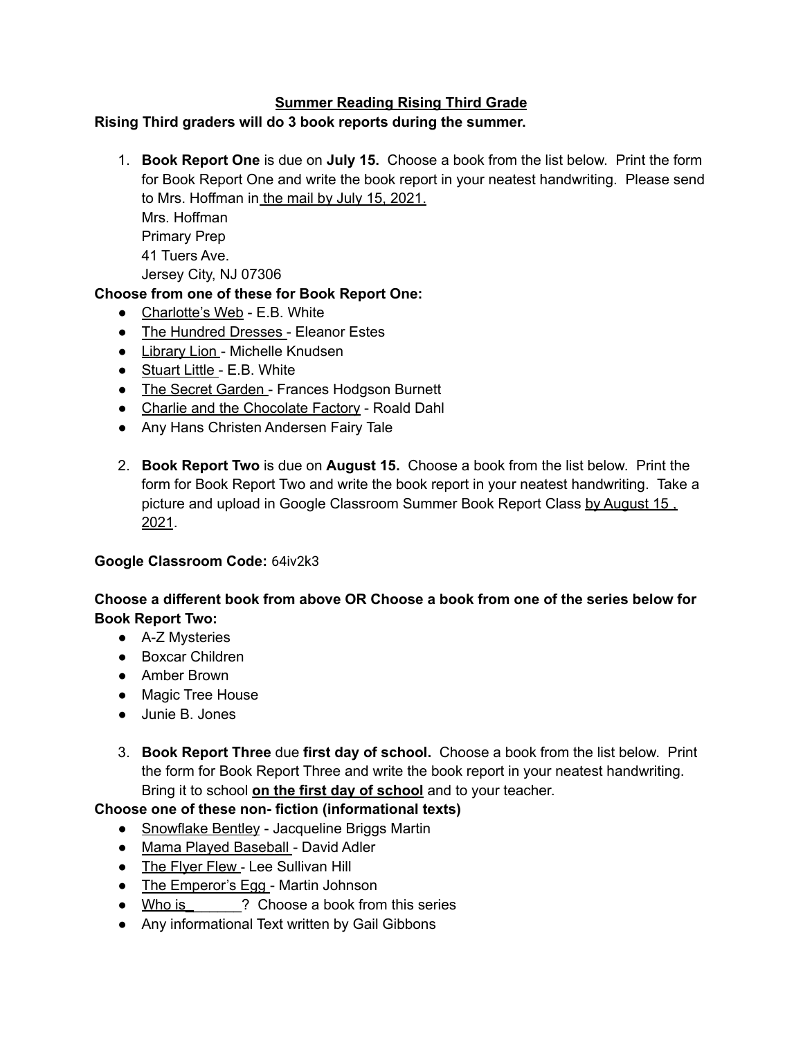# Summer Reading Rising Third Grade

**Rising Third graders will do 3 book reports during the summer.**

1. **Book Report One** is due on **July 15.** Choose a book from the list below. Print the form for Book Report One and write the book report in your neatest handwriting. Please send to Mrs. Hoffman in the mail by July 15, 2021.
   Mrs. Hoffman
   Primary Prep
   41 Tuers Ave.
   Jersey City, NJ 07306

**Choose from one of these for Book Report One:**

- Charlotte's Web - E.B. White
- The Hundred Dresses - Eleanor Estes
- Library Lion - Michelle Knudsen
- Stuart Little - E.B. White
- The Secret Garden - Frances Hodgson Burnett
- Charlie and the Chocolate Factory - Roald Dahl
- Any Hans Christen Andersen Fairy Tale

2. **Book Report Two** is due on **August 15.** Choose a book from the list below. Print the form for Book Report Two and write the book report in your neatest handwriting. Take a picture and upload in Google Classroom Summer Book Report Class by August 15 , 2021.

**Google Classroom Code:** 64iv2k3

**Choose a different book from above OR Choose a book from one of the series below for Book Report Two:**

- A-Z Mysteries
- Boxcar Children
- Amber Brown
- Magic Tree House
- Junie B. Jones

3. **Book Report Three** due **first day of school.** Choose a book from the list below. Print the form for Book Report Three and write the book report in your neatest handwriting. Bring it to school **on the first day of school** and to your teacher.

**Choose one of these non- fiction (informational texts)**

- Snowflake Bentley - Jacqueline Briggs Martin
- Mama Played Baseball - David Adler
- The Flyer Flew - Lee Sullivan Hill
- The Emperor's Egg - Martin Johnson
- Who is_______? Choose a book from this series
- Any informational Text written by Gail Gibbons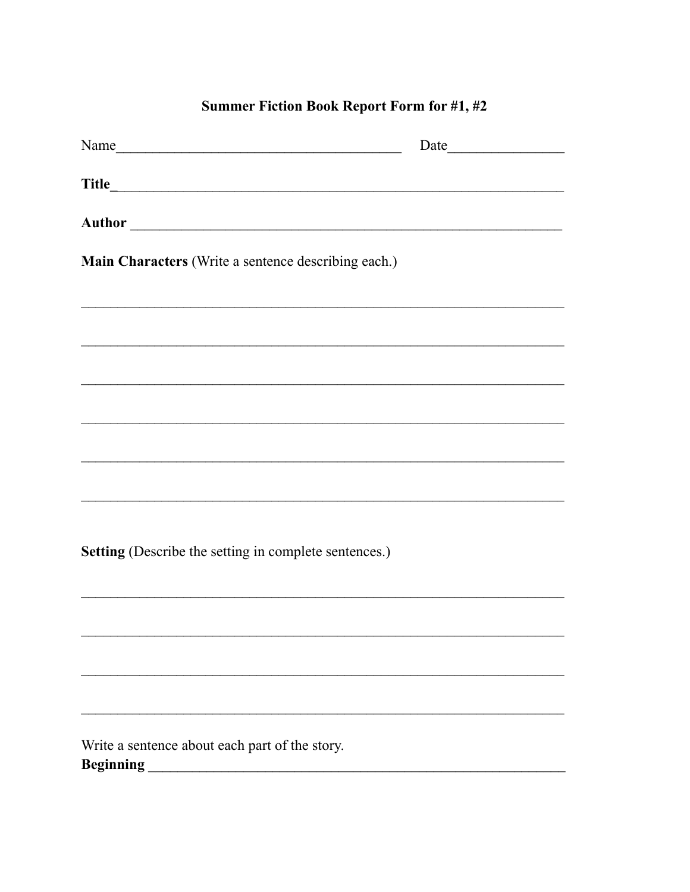**Summer Fiction Book Report Form for #1, #2**

Name________________________________________ Date________________

**Title**_______________________________________________________________

**Author** _____________________________________________________________

**Main Characters** (Write a sentence describing each.)

_____________________________________________________________________

_____________________________________________________________________

_____________________________________________________________________

_____________________________________________________________________

_____________________________________________________________________

_____________________________________________________________________

**Setting** (Describe the setting in complete sentences.)

_____________________________________________________________________

_____________________________________________________________________

_____________________________________________________________________

_____________________________________________________________________

Write a sentence about each part of the story.
**Beginning** ___________________________________________________________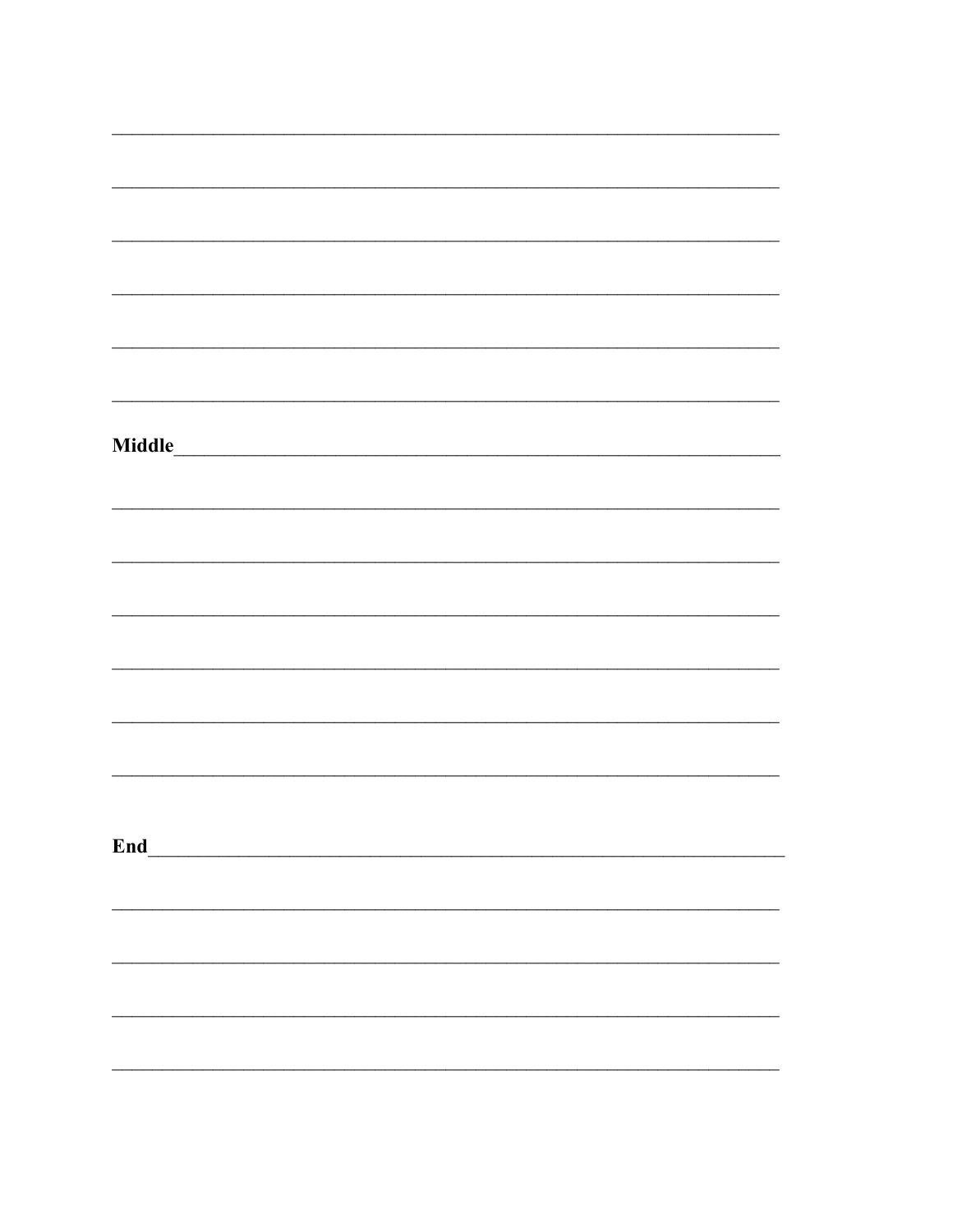______________________________________________________________________

______________________________________________________________________

______________________________________________________________________

______________________________________________________________________

______________________________________________________________________

______________________________________________________________________

**Middle**____________________________________________________________

______________________________________________________________________

______________________________________________________________________

______________________________________________________________________

______________________________________________________________________

______________________________________________________________________

______________________________________________________________________

**End**_______________________________________________________________

______________________________________________________________________

______________________________________________________________________

______________________________________________________________________

______________________________________________________________________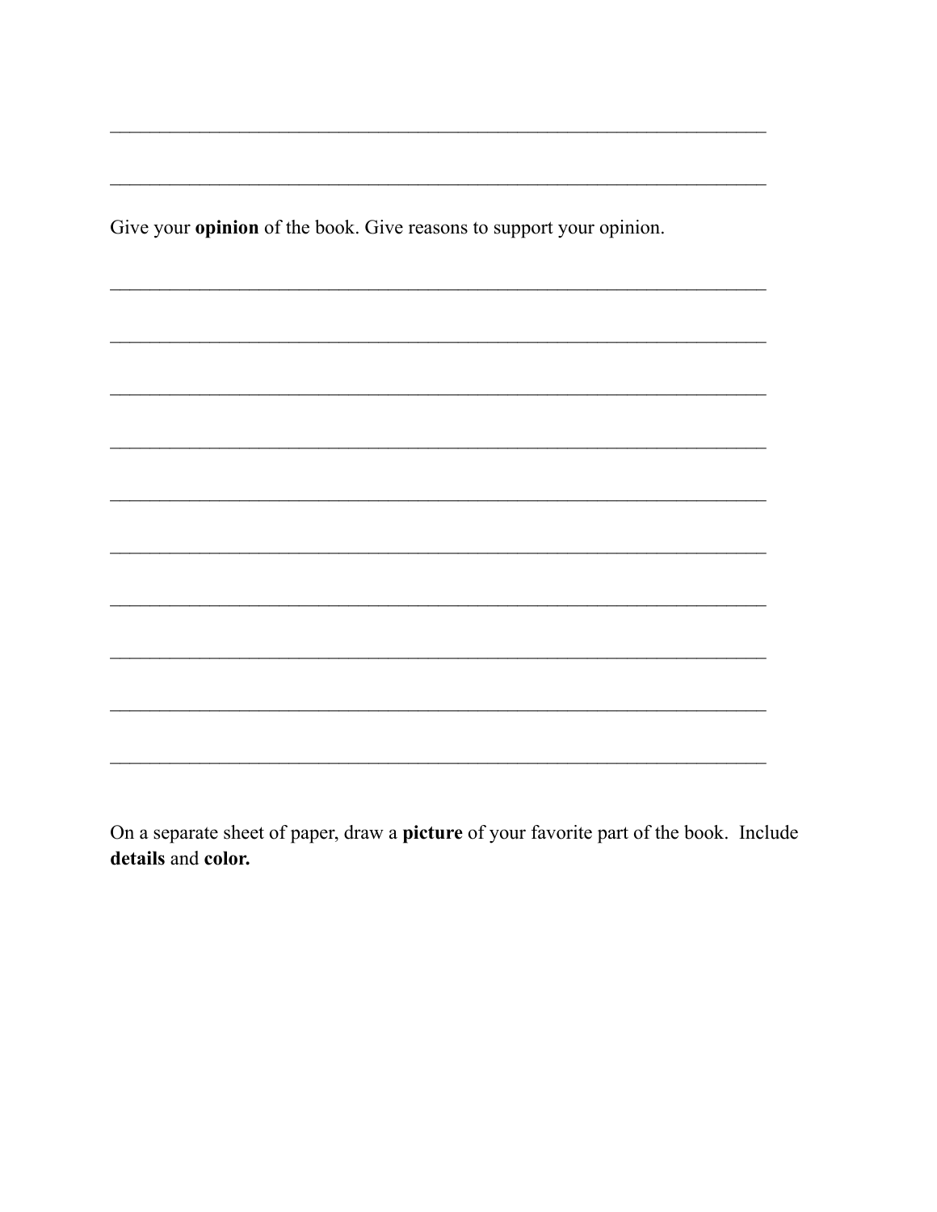\_\_\_\_\_\_\_\_\_\_\_\_\_\_\_\_\_\_\_\_\_\_\_\_\_\_\_\_\_\_\_\_\_\_\_\_\_\_\_\_\_\_\_\_\_\_\_\_\_\_\_\_\_\_\_\_\_\_\_\_\_\_\_\_\_\_\_\_

\_\_\_\_\_\_\_\_\_\_\_\_\_\_\_\_\_\_\_\_\_\_\_\_\_\_\_\_\_\_\_\_\_\_\_\_\_\_\_\_\_\_\_\_\_\_\_\_\_\_\_\_\_\_\_\_\_\_\_\_\_\_\_\_\_\_\_\_

Give your **opinion** of the book. Give reasons to support your opinion.

\_\_\_\_\_\_\_\_\_\_\_\_\_\_\_\_\_\_\_\_\_\_\_\_\_\_\_\_\_\_\_\_\_\_\_\_\_\_\_\_\_\_\_\_\_\_\_\_\_\_\_\_\_\_\_\_\_\_\_\_\_\_\_\_\_\_\_\_

\_\_\_\_\_\_\_\_\_\_\_\_\_\_\_\_\_\_\_\_\_\_\_\_\_\_\_\_\_\_\_\_\_\_\_\_\_\_\_\_\_\_\_\_\_\_\_\_\_\_\_\_\_\_\_\_\_\_\_\_\_\_\_\_\_\_\_\_

\_\_\_\_\_\_\_\_\_\_\_\_\_\_\_\_\_\_\_\_\_\_\_\_\_\_\_\_\_\_\_\_\_\_\_\_\_\_\_\_\_\_\_\_\_\_\_\_\_\_\_\_\_\_\_\_\_\_\_\_\_\_\_\_\_\_\_\_

\_\_\_\_\_\_\_\_\_\_\_\_\_\_\_\_\_\_\_\_\_\_\_\_\_\_\_\_\_\_\_\_\_\_\_\_\_\_\_\_\_\_\_\_\_\_\_\_\_\_\_\_\_\_\_\_\_\_\_\_\_\_\_\_\_\_\_\_

\_\_\_\_\_\_\_\_\_\_\_\_\_\_\_\_\_\_\_\_\_\_\_\_\_\_\_\_\_\_\_\_\_\_\_\_\_\_\_\_\_\_\_\_\_\_\_\_\_\_\_\_\_\_\_\_\_\_\_\_\_\_\_\_\_\_\_\_

\_\_\_\_\_\_\_\_\_\_\_\_\_\_\_\_\_\_\_\_\_\_\_\_\_\_\_\_\_\_\_\_\_\_\_\_\_\_\_\_\_\_\_\_\_\_\_\_\_\_\_\_\_\_\_\_\_\_\_\_\_\_\_\_\_\_\_\_

\_\_\_\_\_\_\_\_\_\_\_\_\_\_\_\_\_\_\_\_\_\_\_\_\_\_\_\_\_\_\_\_\_\_\_\_\_\_\_\_\_\_\_\_\_\_\_\_\_\_\_\_\_\_\_\_\_\_\_\_\_\_\_\_\_\_\_\_

\_\_\_\_\_\_\_\_\_\_\_\_\_\_\_\_\_\_\_\_\_\_\_\_\_\_\_\_\_\_\_\_\_\_\_\_\_\_\_\_\_\_\_\_\_\_\_\_\_\_\_\_\_\_\_\_\_\_\_\_\_\_\_\_\_\_\_\_

\_\_\_\_\_\_\_\_\_\_\_\_\_\_\_\_\_\_\_\_\_\_\_\_\_\_\_\_\_\_\_\_\_\_\_\_\_\_\_\_\_\_\_\_\_\_\_\_\_\_\_\_\_\_\_\_\_\_\_\_\_\_\_\_\_\_\_\_

\_\_\_\_\_\_\_\_\_\_\_\_\_\_\_\_\_\_\_\_\_\_\_\_\_\_\_\_\_\_\_\_\_\_\_\_\_\_\_\_\_\_\_\_\_\_\_\_\_\_\_\_\_\_\_\_\_\_\_\_\_\_\_\_\_\_\_\_

On a separate sheet of paper, draw a **picture** of your favorite part of the book. Include **details** and **color.**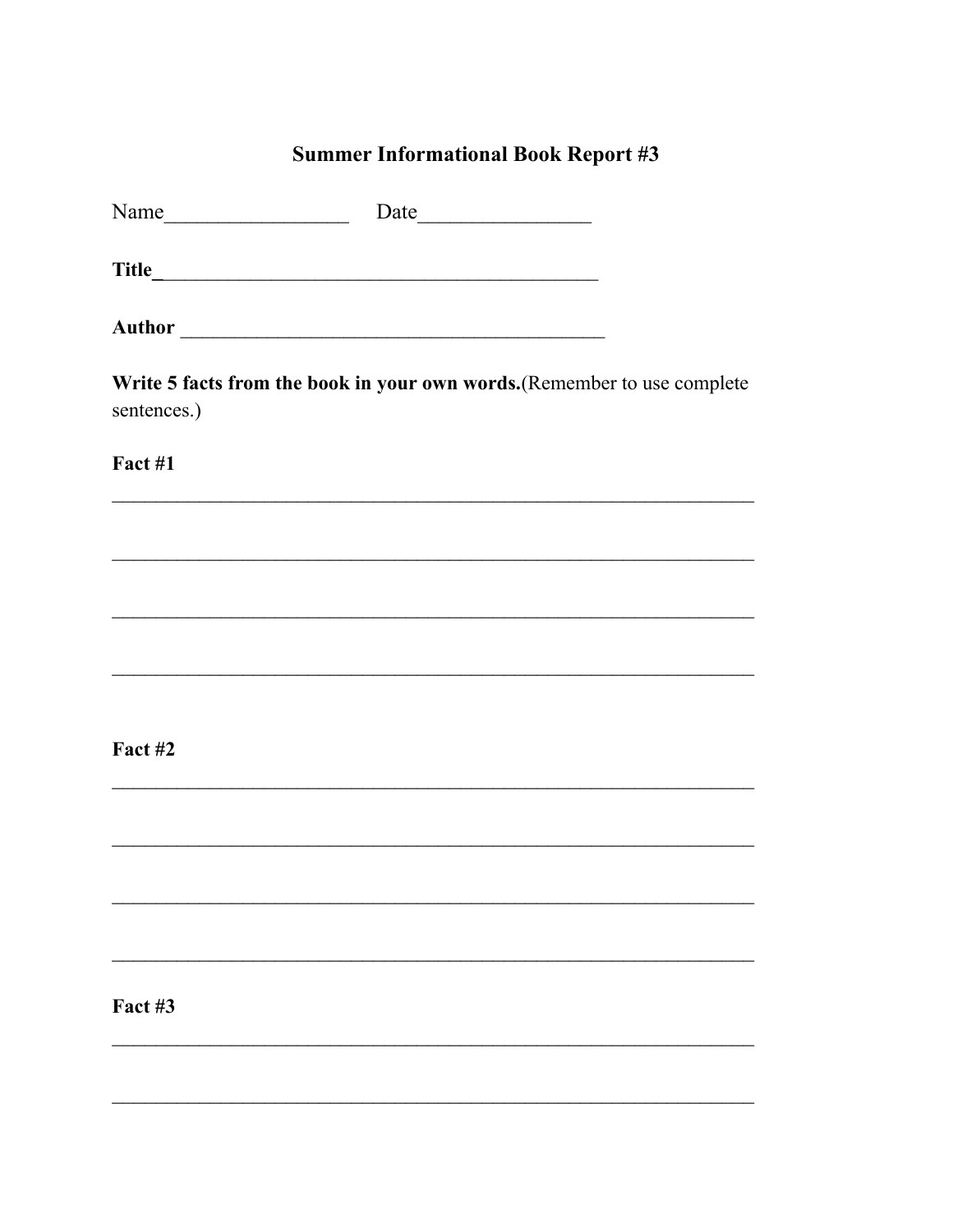## Summer Informational Book Report #3

Name_________________ Date________________

**Title**___________________________________________

**Author** __________________________________________

**Write 5 facts from the book in your own words.**(Remember to use complete sentences.)

**Fact #1**

_______________________________________________________________

_______________________________________________________________

_______________________________________________________________

_______________________________________________________________

**Fact #2**

_______________________________________________________________

_______________________________________________________________

_______________________________________________________________

_______________________________________________________________

**Fact #3**

_______________________________________________________________

_______________________________________________________________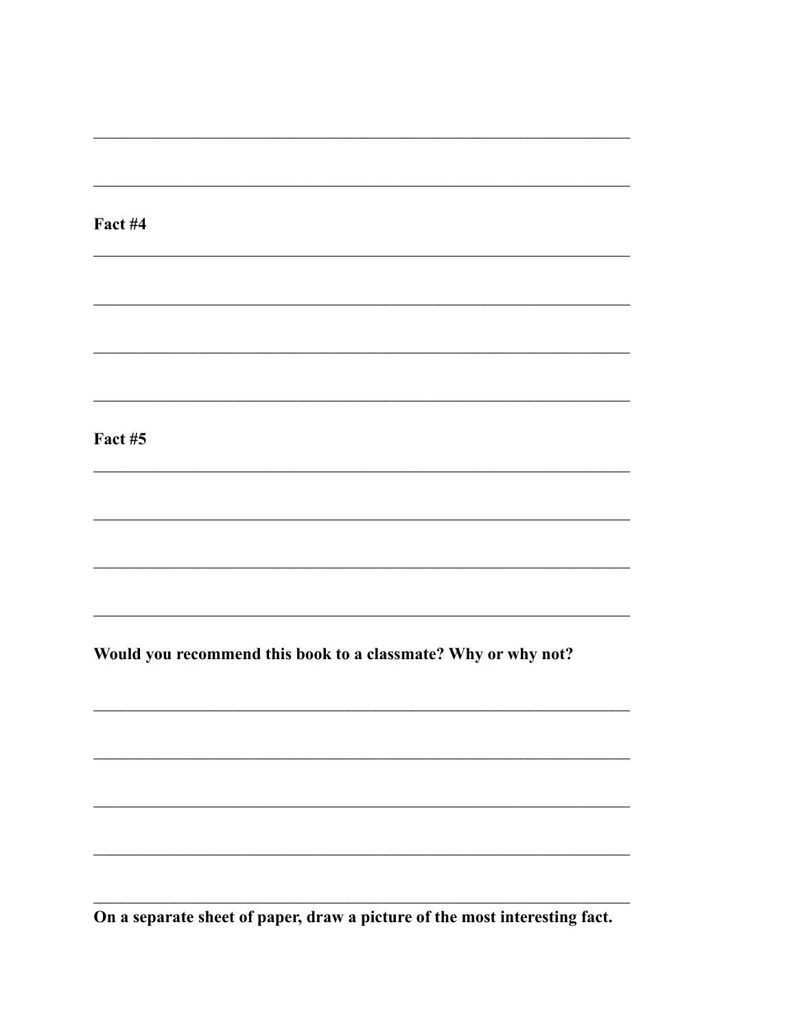______________________________________________________________________

______________________________________________________________________

**Fact #4**

______________________________________________________________________

______________________________________________________________________

______________________________________________________________________

______________________________________________________________________

**Fact #5**

______________________________________________________________________

______________________________________________________________________

______________________________________________________________________

______________________________________________________________________

**Would you recommend this book to a classmate? Why or why not?**

______________________________________________________________________

______________________________________________________________________

______________________________________________________________________

______________________________________________________________________

______________________________________________________________________

**On a separate sheet of paper, draw a picture of the most interesting fact.**